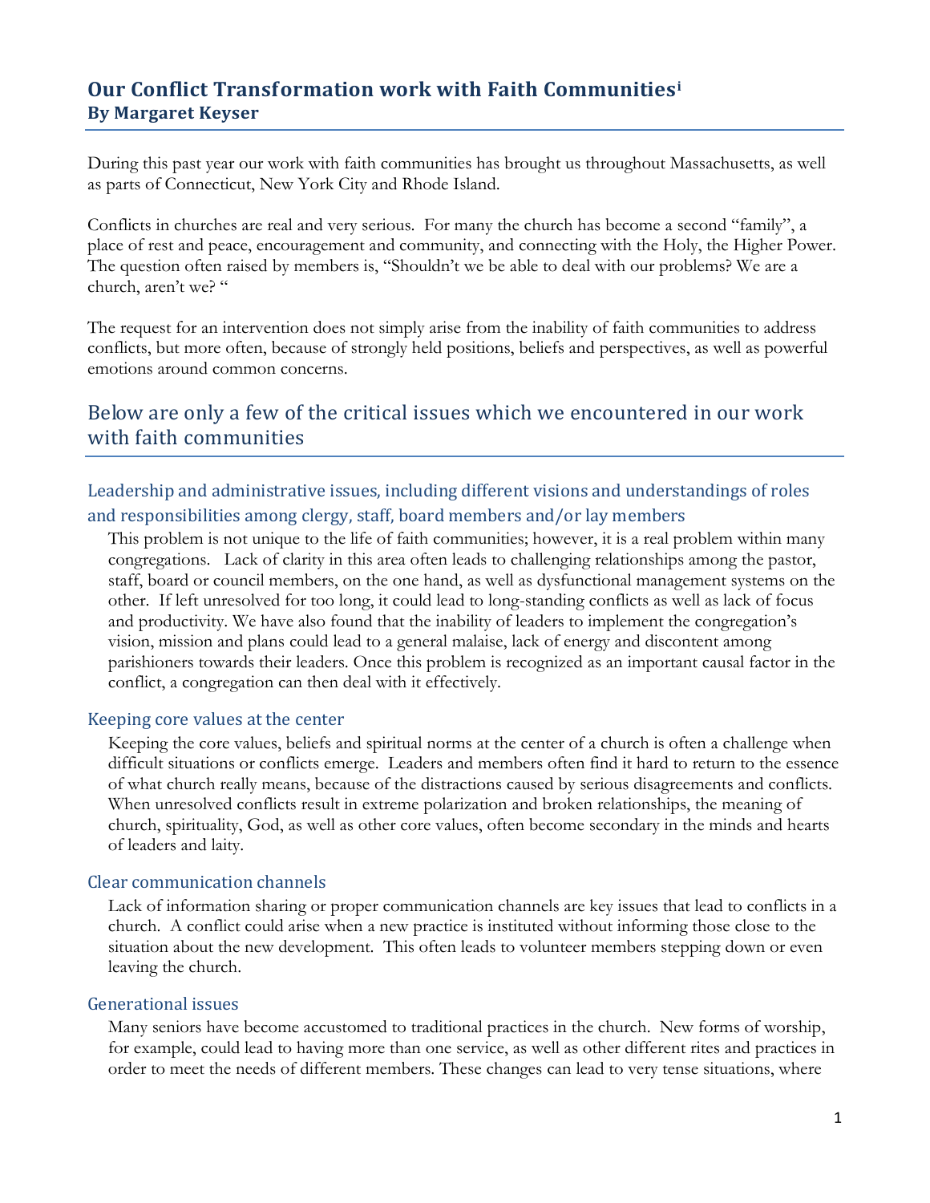# Our Conflict Transformation work with Faith Communities[i]

## By Margaret Keyser

During this past year our work with faith communities has brought us throughout Massachusetts, as well as parts of Connecticut, New York City and Rhode Island.

Conflicts in churches are real and very serious. For many the church has become a second "family", a place of rest and peace, encouragement and community, and connecting with the Holy, the Higher Power. The question often raised by members is, "Shouldn't we be able to deal with our problems? We are a church, aren't we? "

The request for an intervention does not simply arise from the inability of faith communities to address conflicts, but more often, because of strongly held positions, beliefs and perspectives, as well as powerful emotions around common concerns.

## Below are only a few of the critical issues which we encountered in our work with faith communities

### Leadership and administrative issues, including different visions and understandings of roles and responsibilities among clergy, staff, board members and/or lay members

This problem is not unique to the life of faith communities; however, it is a real problem within many congregations. Lack of clarity in this area often leads to challenging relationships among the pastor, staff, board or council members, on the one hand, as well as dysfunctional management systems on the other. If left unresolved for too long, it could lead to long-standing conflicts as well as lack of focus and productivity. We have also found that the inability of leaders to implement the congregation's vision, mission and plans could lead to a general malaise, lack of energy and discontent among parishioners towards their leaders. Once this problem is recognized as an important causal factor in the conflict, a congregation can then deal with it effectively.

### Keeping core values at the center

Keeping the core values, beliefs and spiritual norms at the center of a church is often a challenge when difficult situations or conflicts emerge. Leaders and members often find it hard to return to the essence of what church really means, because of the distractions caused by serious disagreements and conflicts. When unresolved conflicts result in extreme polarization and broken relationships, the meaning of church, spirituality, God, as well as other core values, often become secondary in the minds and hearts of leaders and laity.

### Clear communication channels

Lack of information sharing or proper communication channels are key issues that lead to conflicts in a church. A conflict could arise when a new practice is instituted without informing those close to the situation about the new development. This often leads to volunteer members stepping down or even leaving the church.

### Generational issues

Many seniors have become accustomed to traditional practices in the church. New forms of worship, for example, could lead to having more than one service, as well as other different rites and practices in order to meet the needs of different members. These changes can lead to very tense situations, where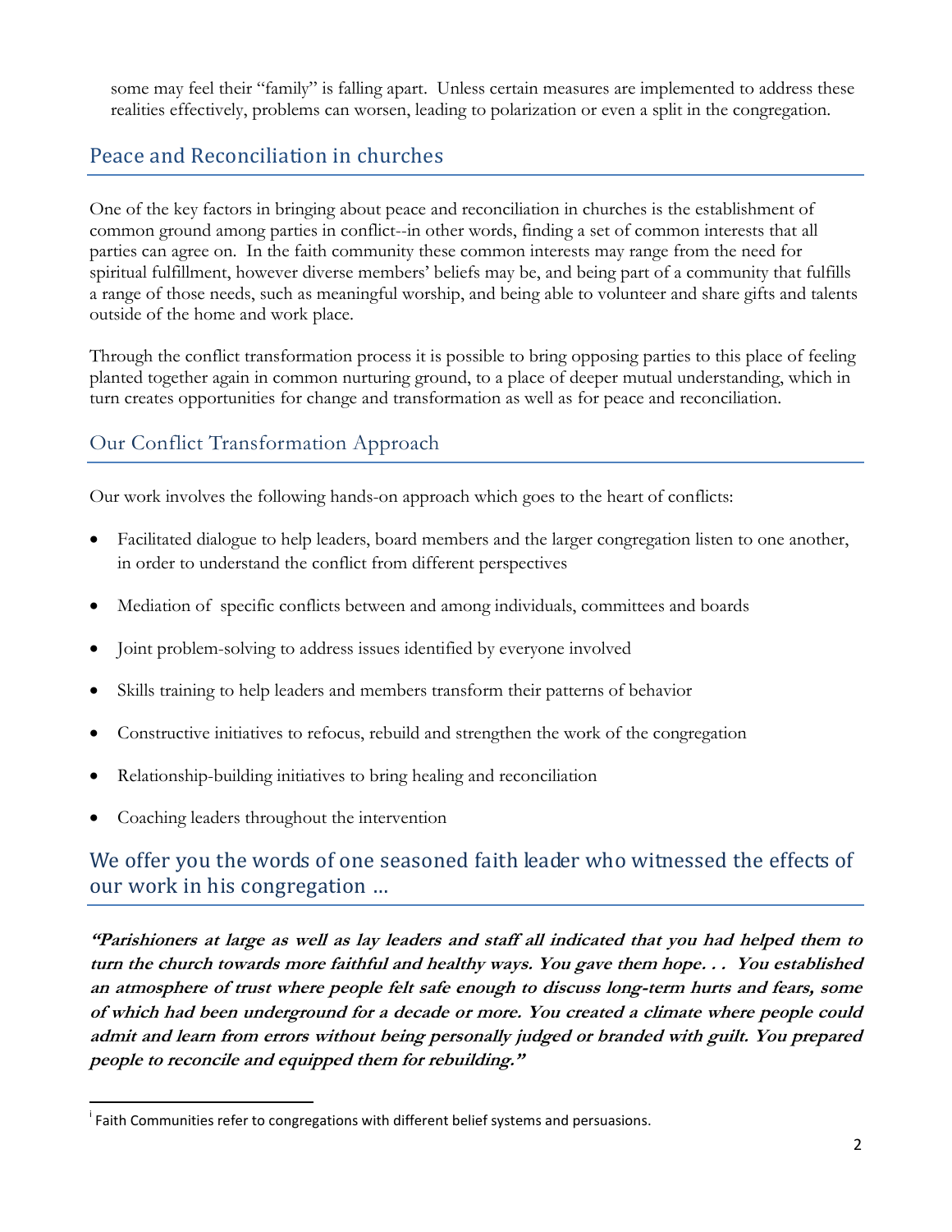some may feel their "family" is falling apart. Unless certain measures are implemented to address these realities effectively, problems can worsen, leading to polarization or even a split in the congregation.

## Peace and Reconciliation in churches

One of the key factors in bringing about peace and reconciliation in churches is the establishment of common ground among parties in conflict--in other words, finding a set of common interests that all parties can agree on. In the faith community these common interests may range from the need for spiritual fulfillment, however diverse members' beliefs may be, and being part of a community that fulfills a range of those needs, such as meaningful worship, and being able to volunteer and share gifts and talents outside of the home and work place.

Through the conflict transformation process it is possible to bring opposing parties to this place of feeling planted together again in common nurturing ground, to a place of deeper mutual understanding, which in turn creates opportunities for change and transformation as well as for peace and reconciliation.

## Our Conflict Transformation Approach

Our work involves the following hands-on approach which goes to the heart of conflicts:

- Facilitated dialogue to help leaders, board members and the larger congregation listen to one another, in order to understand the conflict from different perspectives
- Mediation of specific conflicts between and among individuals, committees and boards
- Joint problem-solving to address issues identified by everyone involved
- Skills training to help leaders and members transform their patterns of behavior
- Constructive initiatives to refocus, rebuild and strengthen the work of the congregation
- Relationship-building initiatives to bring healing and reconciliation
- Coaching leaders throughout the intervention

## We offer you the words of one seasoned faith leader who witnessed the effects of our work in his congregation …

***"Parishioners at large as well as lay leaders and staff all indicated that you had helped them to turn the church towards more faithful and healthy ways. You gave them hope. . . You established an atmosphere of trust where people felt safe enough to discuss long-term hurts and fears, some of which had been underground for a decade or more. You created a climate where people could admit and learn from errors without being personally judged or branded with guilt. You prepared people to reconcile and equipped them for rebuilding."***

---

[i] Faith Communities refer to congregations with different belief systems and persuasions.